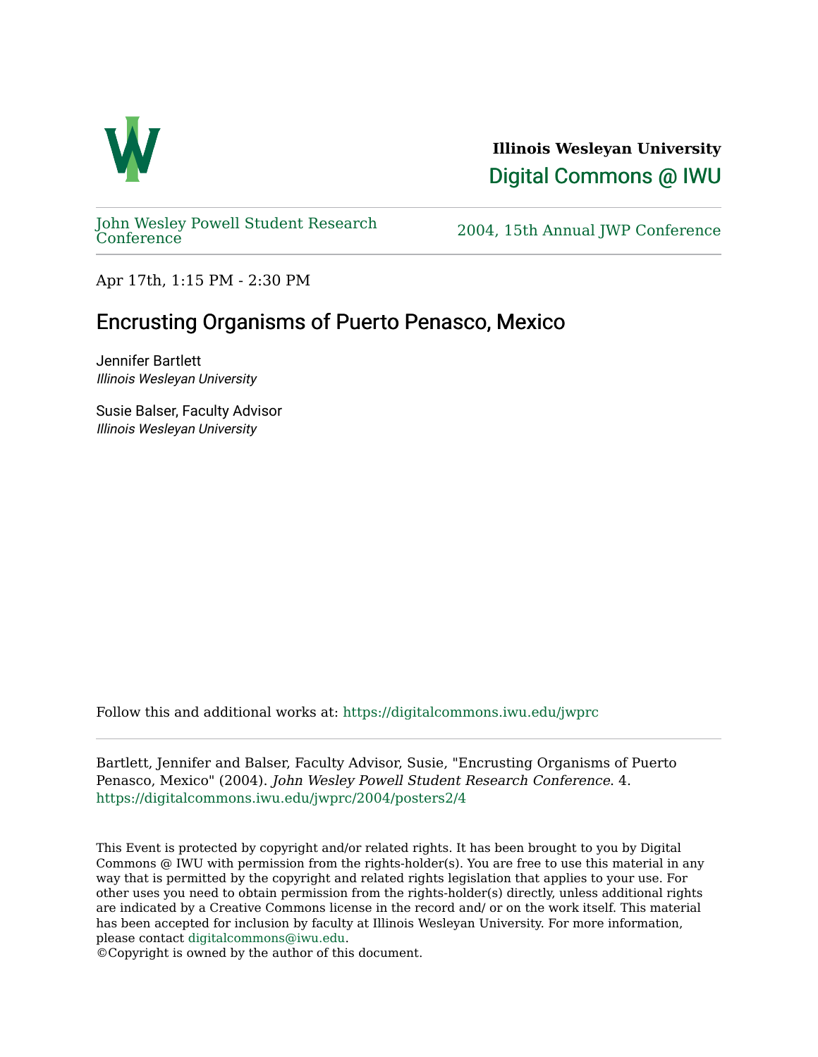**Illinois Wesleyan University**

Digital Commons @ IWU

John Wesley Powell Student Research Conference

2004, 15th Annual JWP Conference

Apr 17th, 1:15 PM - 2:30 PM

# Encrusting Organisms of Puerto Penasco, Mexico

Jennifer Bartlett
*Illinois Wesleyan University*

Susie Balser, Faculty Advisor
*Illinois Wesleyan University*

Follow this and additional works at: https://digitalcommons.iwu.edu/jwprc

Bartlett, Jennifer and Balser, Faculty Advisor, Susie, "Encrusting Organisms of Puerto Penasco, Mexico" (2004). *John Wesley Powell Student Research Conference*. 4.
https://digitalcommons.iwu.edu/jwprc/2004/posters2/4

This Event is protected by copyright and/or related rights. It has been brought to you by Digital Commons @ IWU with permission from the rights-holder(s). You are free to use this material in any way that is permitted by the copyright and related rights legislation that applies to your use. For other uses you need to obtain permission from the rights-holder(s) directly, unless additional rights are indicated by a Creative Commons license in the record and/ or on the work itself. This material has been accepted for inclusion by faculty at Illinois Wesleyan University. For more information, please contact digitalcommons@iwu.edu.
©Copyright is owned by the author of this document.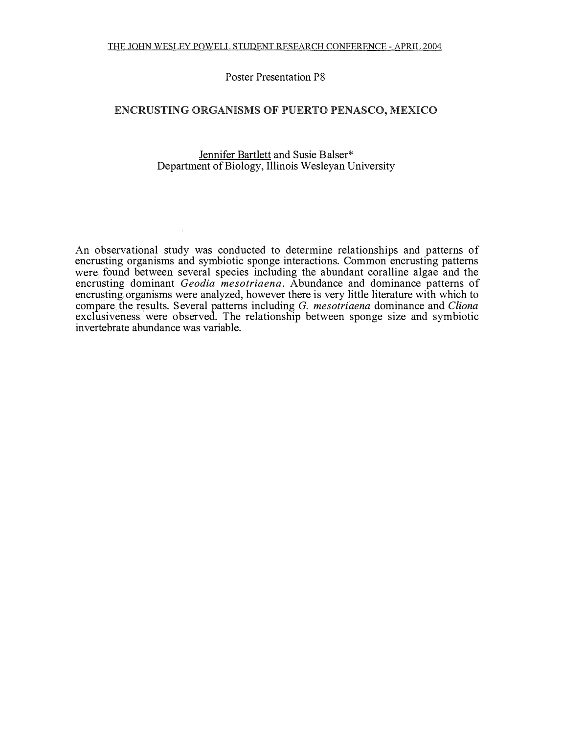Poster Presentation P8

## ENCRUSTING ORGANISMS OF PUERTO PENASCO, MEXICO

Jennifer Bartlett and Susie Balser*
Department of Biology, Illinois Wesleyan University

An observational study was conducted to determine relationships and patterns of encrusting organisms and symbiotic sponge interactions. Common encrusting patterns were found between several species including the abundant coralline algae and the encrusting dominant *Geodia mesotriaena*. Abundance and dominance patterns of encrusting organisms were analyzed, however there is very little literature with which to compare the results. Several patterns including *G. mesotriaena* dominance and *Cliona* exclusiveness were observed. The relationship between sponge size and symbiotic invertebrate abundance was variable.